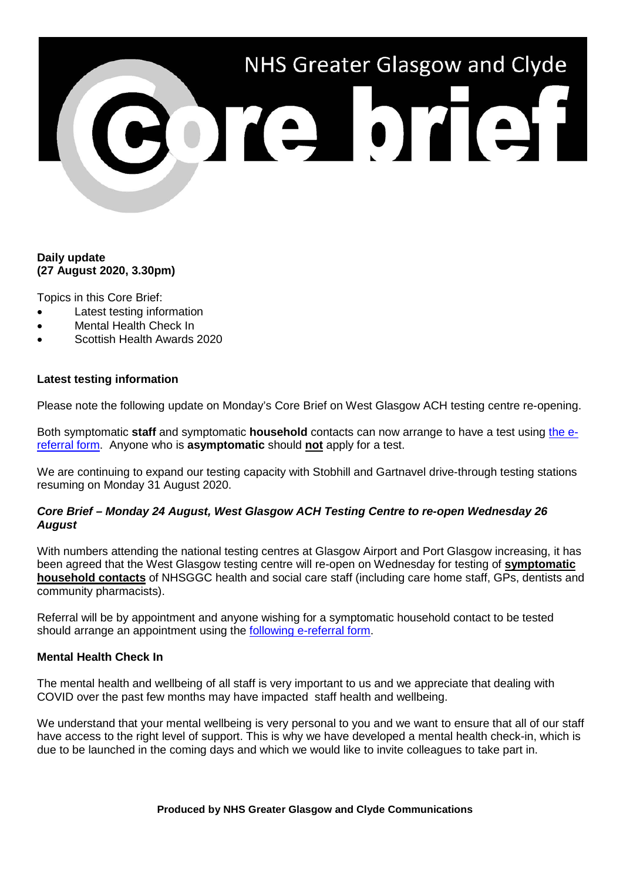# NHS Greater Glasgow and Clyde Core brief

**Daily update**
**(27 August 2020, 3.30pm)**

Topics in this Core Brief:

- Latest testing information
- Mental Health Check In
- Scottish Health Awards 2020

## Latest testing information

Please note the following update on Monday's Core Brief on West Glasgow ACH testing centre re-opening.

Both symptomatic **staff** and symptomatic **household** contacts can now arrange to have a test using [the e-referral form](). Anyone who is **asymptomatic** should **not** apply for a test.

We are continuing to expand our testing capacity with Stobhill and Gartnavel drive-through testing stations resuming on Monday 31 August 2020.

### *Core Brief – Monday 24 August, West Glasgow ACH Testing Centre to re-open Wednesday 26 August*

With numbers attending the national testing centres at Glasgow Airport and Port Glasgow increasing, it has been agreed that the West Glasgow testing centre will re-open on Wednesday for testing of **symptomatic household contacts** of NHSGGC health and social care staff (including care home staff, GPs, dentists and community pharmacists).

Referral will be by appointment and anyone wishing for a symptomatic household contact to be tested should arrange an appointment using the [following e-referral form]().

## Mental Health Check In

The mental health and wellbeing of all staff is very important to us and we appreciate that dealing with COVID over the past few months may have impacted staff health and wellbeing.

We understand that your mental wellbeing is very personal to you and we want to ensure that all of our staff have access to the right level of support. This is why we have developed a mental health check-in, which is due to be launched in the coming days and which we would like to invite colleagues to take part in.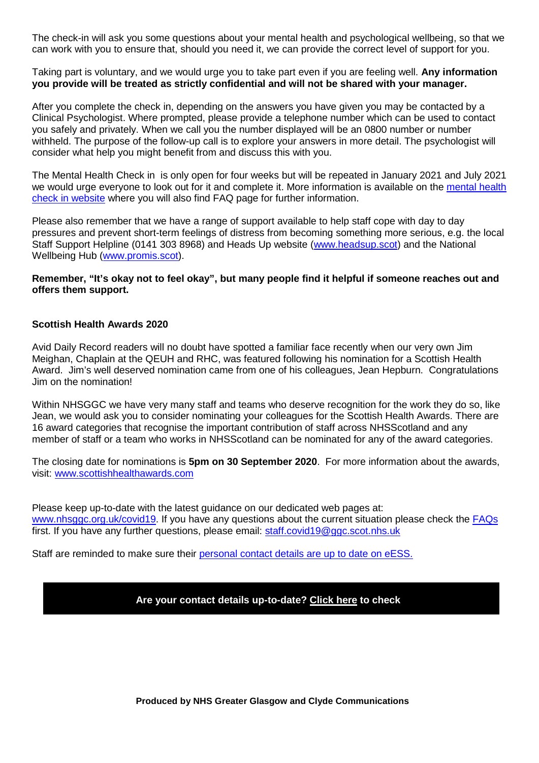The check-in will ask you some questions about your mental health and psychological wellbeing, so that we can work with you to ensure that, should you need it, we can provide the correct level of support for you.

Taking part is voluntary, and we would urge you to take part even if you are feeling well. **Any information you provide will be treated as strictly confidential and will not be shared with your manager.**

After you complete the check in, depending on the answers you have given you may be contacted by a Clinical Psychologist. Where prompted, please provide a telephone number which can be used to contact you safely and privately. When we call you the number displayed will be an 0800 number or number withheld. The purpose of the follow-up call is to explore your answers in more detail. The psychologist will consider what help you might benefit from and discuss this with you.

The Mental Health Check in is only open for four weeks but will be repeated in January 2021 and July 2021 we would urge everyone to look out for it and complete it. More information is available on the mental health check in website where you will also find FAQ page for further information.

Please also remember that we have a range of support available to help staff cope with day to day pressures and prevent short-term feelings of distress from becoming something more serious, e.g. the local Staff Support Helpline (0141 303 8968) and Heads Up website (www.headsup.scot) and the National Wellbeing Hub (www.promis.scot).

**Remember, "It's okay not to feel okay", but many people find it helpful if someone reaches out and offers them support.**

**Scottish Health Awards 2020**

Avid Daily Record readers will no doubt have spotted a familiar face recently when our very own Jim Meighan, Chaplain at the QEUH and RHC, was featured following his nomination for a Scottish Health Award. Jim's well deserved nomination came from one of his colleagues, Jean Hepburn. Congratulations Jim on the nomination!

Within NHSGGC we have very many staff and teams who deserve recognition for the work they do so, like Jean, we would ask you to consider nominating your colleagues for the Scottish Health Awards. There are 16 award categories that recognise the important contribution of staff across NHSScotland and any member of staff or a team who works in NHSScotland can be nominated for any of the award categories.

The closing date for nominations is **5pm on 30 September 2020**. For more information about the awards, visit: www.scottishhealthawards.com

Please keep up-to-date with the latest guidance on our dedicated web pages at: www.nhsggc.org.uk/covid19. If you have any questions about the current situation please check the FAQs first. If you have any further questions, please email: staff.covid19@ggc.scot.nhs.uk

Staff are reminded to make sure their personal contact details are up to date on eESS.

**Are your contact details up-to-date? Click here to check**

**Produced by NHS Greater Glasgow and Clyde Communications**